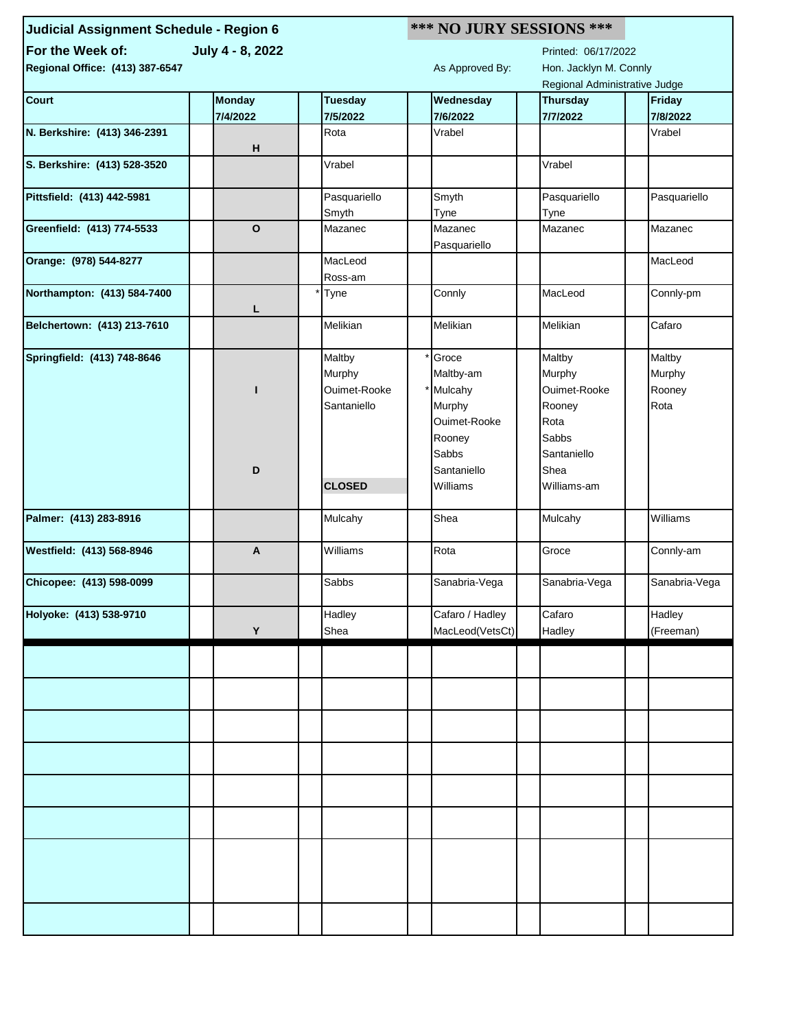**Judicial Assignment Schedule - Region 6** | ***\*\*\* NO JURY SESSIONS \*\*\****

**For the Week of:** **July 4 - 8, 2022**

Printed: 06/17/2022

**Regional Office: (413) 387-6547**

As Approved By: Hon. Jacklyn M. Connly, Regional Administrative Judge

| Court | | Monday 7/4/2022 | | Tuesday 7/5/2022 | | Wednesday 7/6/2022 | | Thursday 7/7/2022 | | Friday 7/8/2022 |
|---|---|---|---|---|---|---|---|---|---|---|
| **N. Berkshire: (413) 346-2391** | | H | | Rota | | Vrabel | | | | Vrabel |
| **S. Berkshire: (413) 528-3520** | | | | Vrabel | | | | Vrabel | | |
| **Pittsfield: (413) 442-5981** | | | | Pasquariello<br>Smyth | | Smyth<br>Tyne | | Pasquariello<br>Tyne | | Pasquariello |
| **Greenfield: (413) 774-5533** | | O | | Mazanec | | Mazanec<br>Pasquariello | | Mazanec | | Mazanec |
| **Orange: (978) 544-8277** | | | | MacLeod<br>Ross-am | | | | | | MacLeod |
| **Northampton: (413) 584-7400** | | L | * | Tyne | | Connly | | MacLeod | | Connly-pm |
| **Belchertown: (413) 213-7610** | | | | Melikian | | Melikian | | Melikian | | Cafaro |
| **Springfield: (413) 748-8646** | | I<br>D | | Maltby<br>Murphy<br>Ouimet-Rooke<br>Santaniello<br>**CLOSED** | *<br><br>* | Groce<br>Maltby-am<br>Mulcahy<br>Murphy<br>Ouimet-Rooke<br>Rooney<br>Sabbs<br>Santaniello<br>Williams | | Maltby<br>Murphy<br>Ouimet-Rooke<br>Rooney<br>Rota<br>Sabbs<br>Santaniello<br>Shea<br>Williams-am | | Maltby<br>Murphy<br>Rooney<br>Rota |
| **Palmer: (413) 283-8916** | | | | Mulcahy | | Shea | | Mulcahy | | Williams |
| **Westfield: (413) 568-8946** | | A | | Williams | | Rota | | Groce | | Connly-am |
| **Chicopee: (413) 598-0099** | | | | Sabbs | | Sanabria-Vega | | Sanabria-Vega | | Sanabria-Vega |
| **Holyoke: (413) 538-9710** | | Y | | Hadley<br>Shea | | Cafaro / Hadley<br>MacLeod(VetsCt) | | Cafaro<br>Hadley | | Hadley<br>(Freeman) |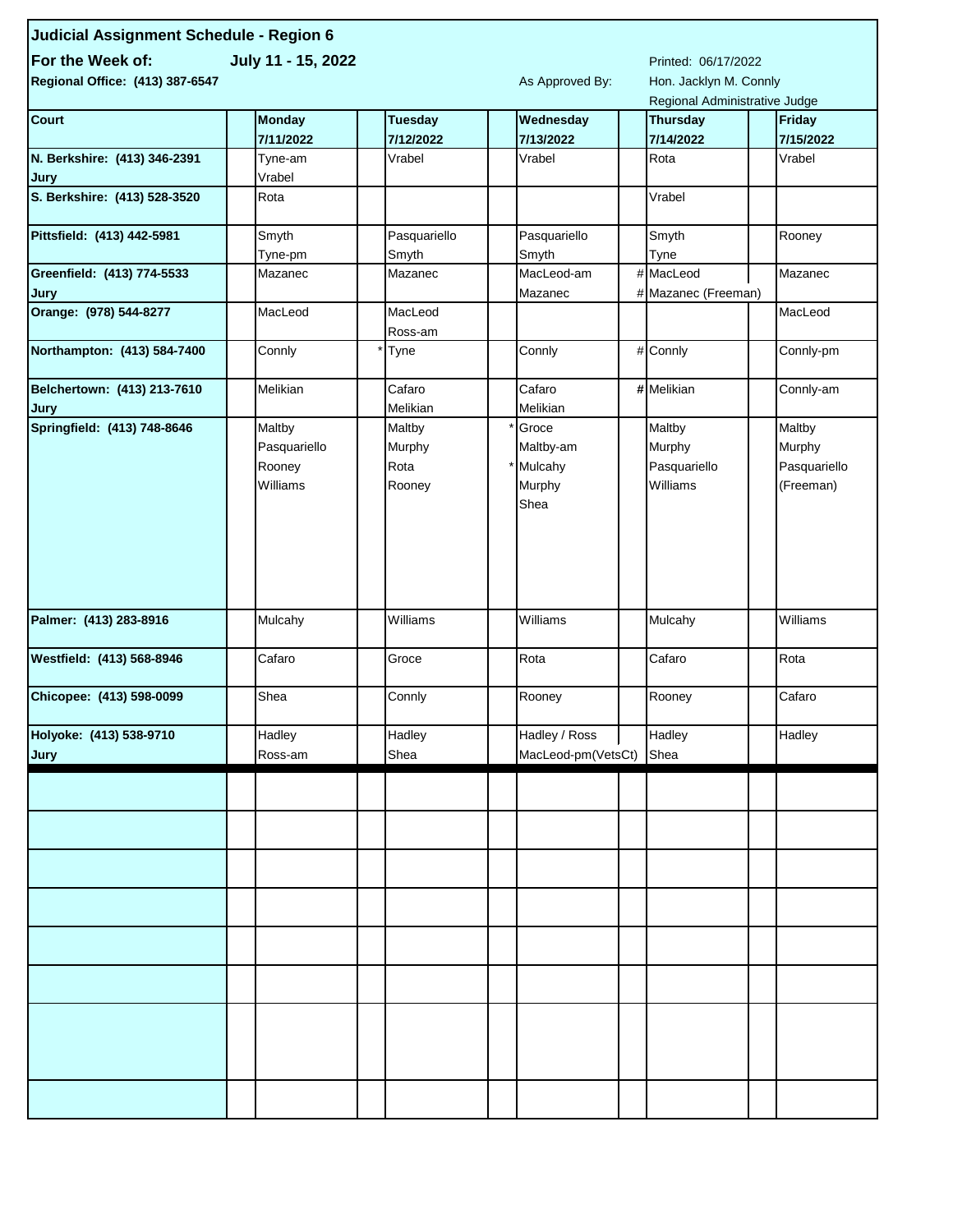# Judicial Assignment Schedule - Region 6

**For the Week of:** **July 11 - 15, 2022**

Printed: 06/17/2022

**Regional Office: (413) 387-6547**

As Approved By: Hon. Jacklyn M. Connly, Regional Administrative Judge

| Court | | Monday 7/11/2022 | | Tuesday 7/12/2022 | | Wednesday 7/13/2022 | | Thursday 7/14/2022 | | Friday 7/15/2022 |
|---|---|---|---|---|---|---|---|---|---|---|
| **N. Berkshire: (413) 346-2391 Jury** | | Tyne-am<br>Vrabel | | Vrabel | | Vrabel | | Rota | | Vrabel |
| **S. Berkshire: (413) 528-3520** | | Rota | | | | | | Vrabel | | |
| **Pittsfield: (413) 442-5981** | | Smyth<br>Tyne-pm | | Pasquariello<br>Smyth | | Pasquariello<br>Smyth | | Smyth<br>Tyne | | Rooney |
| **Greenfield: (413) 774-5533 Jury** | | Mazanec | | Mazanec | | MacLeod-am<br>Mazanec | #<br># | MacLeod<br>Mazanec (Freeman) | | Mazanec |
| **Orange: (978) 544-8277** | | MacLeod | | MacLeod<br>Ross-am | | | | | | MacLeod |
| **Northampton: (413) 584-7400** | | Connly | * | Tyne | | Connly | # | Connly | | Connly-pm |
| **Belchertown: (413) 213-7610 Jury** | | Melikian | | Cafaro<br>Melikian | | Cafaro<br>Melikian | **#** | Melikian | | Connly-am |
| **Springfield: (413) 748-8646** | | Maltby<br>Pasquariello<br>Rooney<br>Williams | | Maltby<br>Murphy<br>Rota<br>Rooney | *<br><br>* | Groce<br>Maltby-am<br>Mulcahy<br>Murphy<br>Shea | | Maltby<br>Murphy<br>Pasquariello<br>Williams | | Maltby<br>Murphy<br>Pasquariello<br>(Freeman) |
| **Palmer: (413) 283-8916** | | Mulcahy | | Williams | | Williams | | Mulcahy | | Williams |
| **Westfield: (413) 568-8946** | | Cafaro | | Groce | | Rota | | Cafaro | | Rota |
| **Chicopee: (413) 598-0099** | | Shea | | Connly | | Rooney | | Rooney | | Cafaro |
| **Holyoke: (413) 538-9710 Jury** | | Hadley<br>Ross-am | | Hadley<br>Shea | | Hadley / Ross<br>MacLeod-pm(VetsCt) | | Hadley<br>Shea | | Hadley |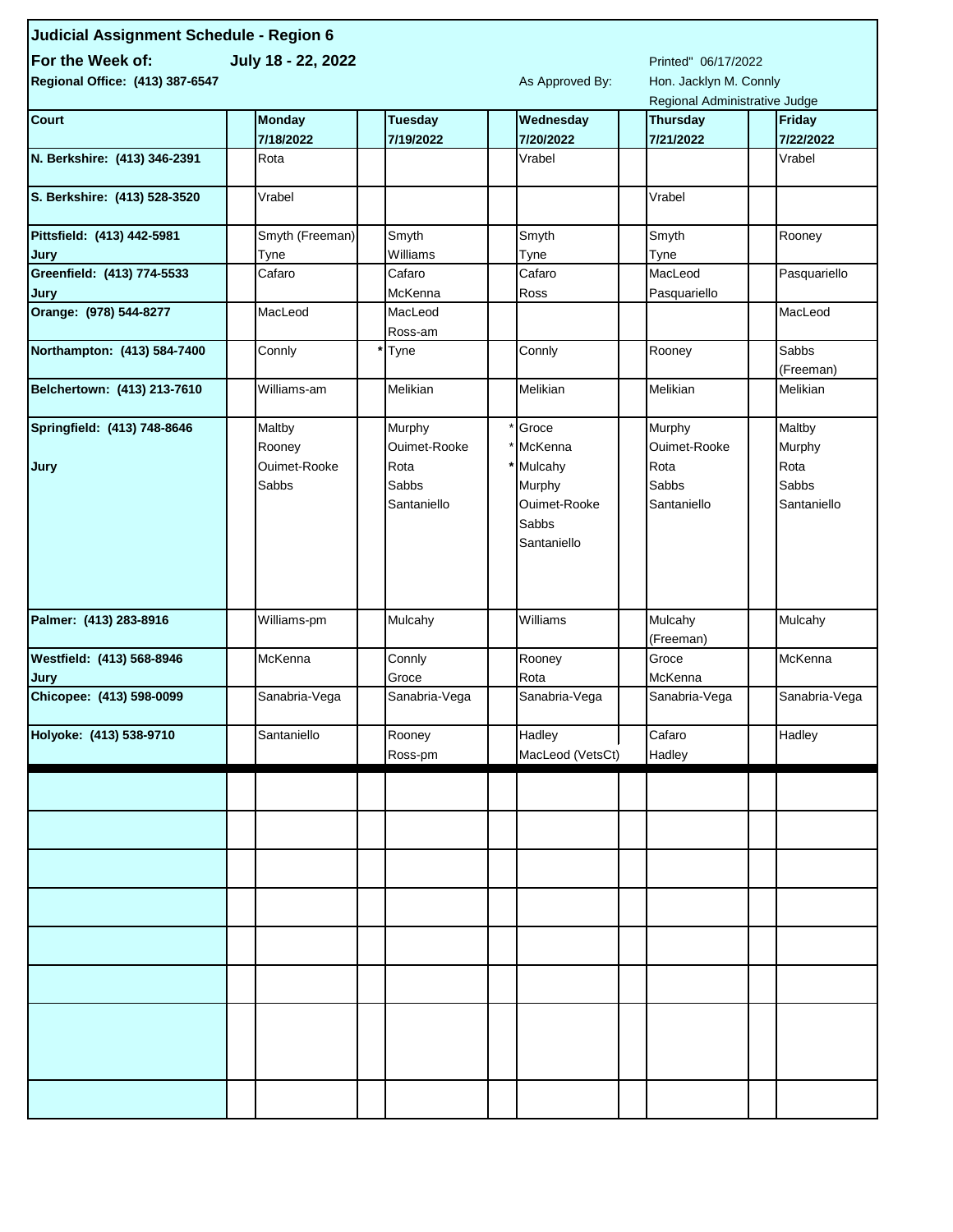**Judicial Assignment Schedule - Region 6**

**For the Week of:** **July 18 - 22, 2022**

Printed" 06/17/2022

**Regional Office: (413) 387-6547**

As Approved By: Hon. Jacklyn M. Connly
Regional Administrative Judge

| Court | | Monday 7/18/2022 | | Tuesday 7/19/2022 | | Wednesday 7/20/2022 | | Thursday 7/21/2022 | | Friday 7/22/2022 |
|---|---|---|---|---|---|---|---|---|---|---|
| N. Berkshire: (413) 346-2391 | | Rota | | | | Vrabel | | | | Vrabel |
| S. Berkshire: (413) 528-3520 | | Vrabel | | | | | | Vrabel | | |
| Pittsfield: (413) 442-5981<br>Jury | | Smyth (Freeman)<br>Tyne | | Smyth<br>Williams | | Smyth<br>Tyne | | Smyth<br>Tyne | | Rooney |
| Greenfield: (413) 774-5533<br>Jury | | Cafaro | | Cafaro<br>McKenna | | Cafaro<br>Ross | | MacLeod<br>Pasquariello | | Pasquariello |
| Orange: (978) 544-8277 | | MacLeod | | MacLeod<br>Ross-am | | | | | | MacLeod |
| Northampton: (413) 584-7400 | | Connly | * | Tyne | | Connly | | Rooney | | Sabbs<br>(Freeman) |
| Belchertown: (413) 213-7610 | | Williams-am | | Melikian | | Melikian | | Melikian | | Melikian |
| Springfield: (413) 748-8646<br><br>Jury | | Maltby<br>Rooney<br>Ouimet-Rooke<br>Sabbs | | Murphy<br>Ouimet-Rooke<br>Rota<br>Sabbs<br>Santaniello | *<br>*<br>* | Groce<br>McKenna<br>Mulcahy<br>Murphy<br>Ouimet-Rooke<br>Sabbs<br>Santaniello | | Murphy<br>Ouimet-Rooke<br>Rota<br>Sabbs<br>Santaniello | | Maltby<br>Murphy<br>Rota<br>Sabbs<br>Santaniello |
| Palmer: (413) 283-8916 | | Williams-pm | | Mulcahy | | Williams | | Mulcahy<br>(Freeman) | | Mulcahy |
| Westfield: (413) 568-8946<br>Jury | | McKenna | | Connly<br>Groce | | Rooney<br>Rota | | Groce<br>McKenna | | McKenna |
| Chicopee: (413) 598-0099 | | Sanabria-Vega | | Sanabria-Vega | | Sanabria-Vega | | Sanabria-Vega | | Sanabria-Vega |
| Holyoke: (413) 538-9710 | | Santaniello | | Rooney<br>Ross-pm | | Hadley<br>MacLeod (VetsCt) | | Cafaro<br>Hadley | | Hadley |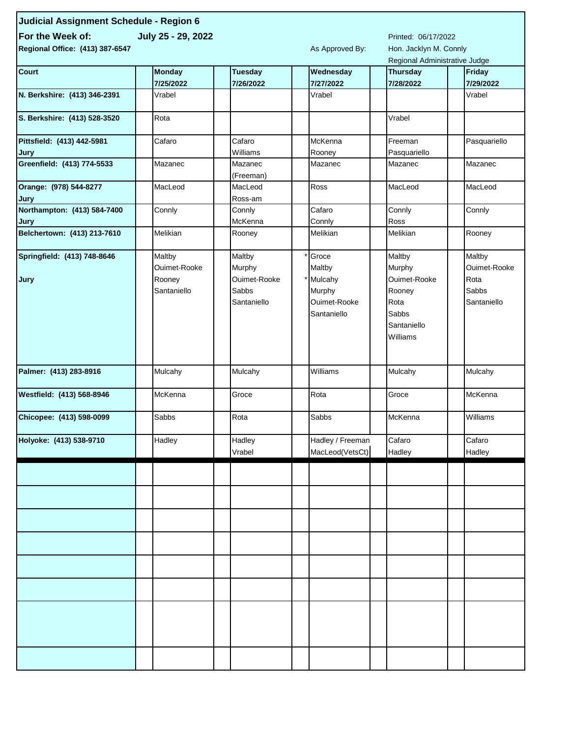**Judicial Assignment Schedule - Region 6**

**For the Week of:** **July 25 - 29, 2022**

Printed: 06/17/2022

**Regional Office: (413) 387-6547**

As Approved By: Hon. Jacklyn M. Connly
Regional Administrative Judge

| Court | Monday 7/25/2022 | Tuesday 7/26/2022 | Wednesday 7/27/2022 | Thursday 7/28/2022 | Friday 7/29/2022 |
|---|---|---|---|---|---|
| **N. Berkshire: (413) 346-2391** | Vrabel | | Vrabel | | Vrabel |
| **S. Berkshire: (413) 528-3520** | Rota | | | Vrabel | |
| **Pittsfield: (413) 442-5981** | Cafaro | Cafaro | McKenna | Freeman | Pasquariello |
| **Jury** | | Williams | Rooney | Pasquariello | |
| **Greenfield: (413) 774-5533** | Mazanec | Mazanec (Freeman) | Mazanec | Mazanec | Mazanec |
| **Orange: (978) 544-8277** | MacLeod | MacLeod | Ross | MacLeod | MacLeod |
| **Jury** | | Ross-am | | | |
| **Northampton: (413) 584-7400** | Connly | Connly | Cafaro | Connly | Connly |
| **Jury** | | McKenna | Connly | Ross | |
| **Belchertown: (413) 213-7610** | Melikian | Rooney | Melikian | Melikian | Rooney |
| **Springfield: (413) 748-8646** | Maltby | Maltby | * Groce | Maltby | Maltby |
| | Ouimet-Rooke | Murphy | Maltby | Murphy | Ouimet-Rooke |
| **Jury** | Rooney | Ouimet-Rooke | * Mulcahy | Ouimet-Rooke | Rota |
| | Santaniello | Sabbs | Murphy | Rooney | Sabbs |
| | | Santaniello | Ouimet-Rooke | Rota | Santaniello |
| | | | Santaniello | Sabbs | |
| | | | | Santaniello | |
| | | | | Williams | |
| **Palmer: (413) 283-8916** | Mulcahy | Mulcahy | Williams | Mulcahy | Mulcahy |
| **Westfield: (413) 568-8946** | McKenna | Groce | Rota | Groce | McKenna |
| **Chicopee: (413) 598-0099** | Sabbs | Rota | Sabbs | McKenna | Williams |
| **Holyoke: (413) 538-9710** | Hadley | Hadley | Hadley / Freeman | Cafaro | Cafaro |
| | | Vrabel | MacLeod(VetsCt) | Hadley | Hadley |